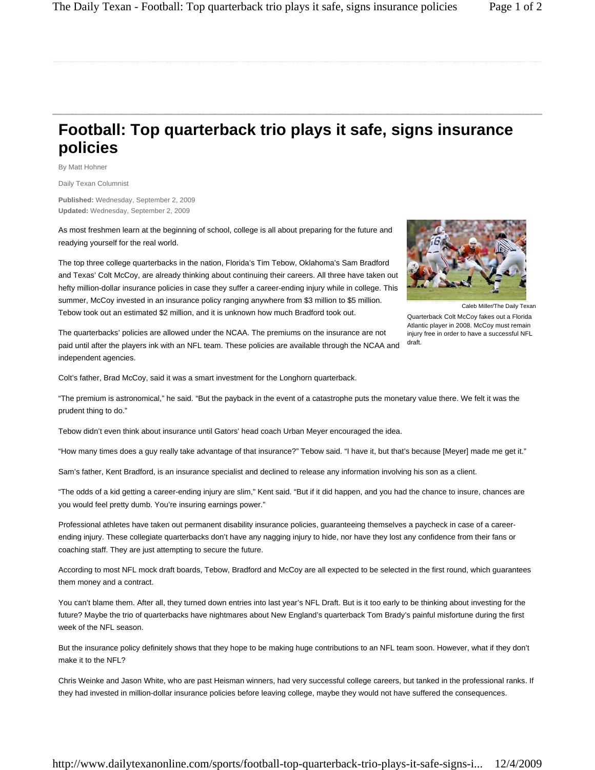# Football: Top quarterback trio plays it safe, signs insurance policies

By Matt Hohner

Daily Texan Columnist

**Published:** Wednesday, September 2, 2009
**Updated:** Wednesday, September 2, 2009

As most freshmen learn at the beginning of school, college is all about preparing for the future and readying yourself for the real world.

The top three college quarterbacks in the nation, Florida's Tim Tebow, Oklahoma's Sam Bradford and Texas' Colt McCoy, are already thinking about continuing their careers. All three have taken out hefty million-dollar insurance policies in case they suffer a career-ending injury while in college. This summer, McCoy invested in an insurance policy ranging anywhere from $3 million to $5 million. Tebow took out an estimated $2 million, and it is unknown how much Bradford took out.

Caleb Miller/The Daily Texan

Quarterback Colt McCoy fakes out a Florida Atlantic player in 2008. McCoy must remain injury free in order to have a successful NFL draft.

The quarterbacks' policies are allowed under the NCAA. The premiums on the insurance are not paid until after the players ink with an NFL team. These policies are available through the NCAA and independent agencies.

Colt's father, Brad McCoy, said it was a smart investment for the Longhorn quarterback.

"The premium is astronomical," he said. "But the payback in the event of a catastrophe puts the monetary value there. We felt it was the prudent thing to do."

Tebow didn't even think about insurance until Gators' head coach Urban Meyer encouraged the idea.

"How many times does a guy really take advantage of that insurance?" Tebow said. "I have it, but that's because [Meyer] made me get it."

Sam's father, Kent Bradford, is an insurance specialist and declined to release any information involving his son as a client.

"The odds of a kid getting a career-ending injury are slim," Kent said. "But if it did happen, and you had the chance to insure, chances are you would feel pretty dumb. You're insuring earnings power."

Professional athletes have taken out permanent disability insurance policies, guaranteeing themselves a paycheck in case of a career-ending injury. These collegiate quarterbacks don't have any nagging injury to hide, nor have they lost any confidence from their fans or coaching staff. They are just attempting to secure the future.

According to most NFL mock draft boards, Tebow, Bradford and McCoy are all expected to be selected in the first round, which guarantees them money and a contract.

You can't blame them. After all, they turned down entries into last year's NFL Draft. But is it too early to be thinking about investing for the future? Maybe the trio of quarterbacks have nightmares about New England's quarterback Tom Brady's painful misfortune during the first week of the NFL season.

But the insurance policy definitely shows that they hope to be making huge contributions to an NFL team soon. However, what if they don't make it to the NFL?

Chris Weinke and Jason White, who are past Heisman winners, had very successful college careers, but tanked in the professional ranks. If they had invested in million-dollar insurance policies before leaving college, maybe they would not have suffered the consequences.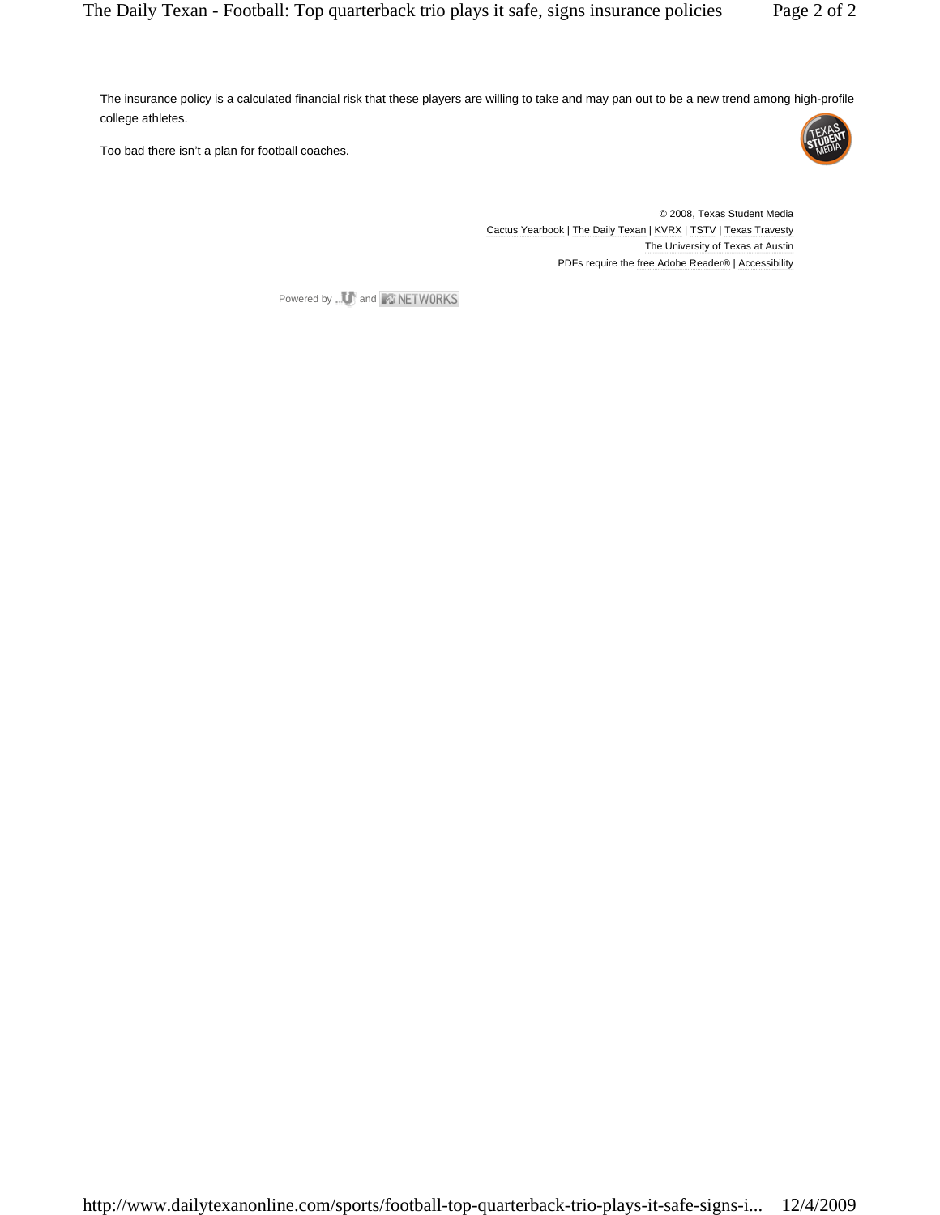The insurance policy is a calculated financial risk that these players are willing to take and may pan out to be a new trend among high-profile college athletes.

Too bad there isn't a plan for football coaches.

© 2008, Texas Student Media
Cactus Yearbook | The Daily Texan | KVRX | TSTV | Texas Travesty
The University of Texas at Austin
PDFs require the free Adobe Reader® | Accessibility

Powered by and NETWORKS